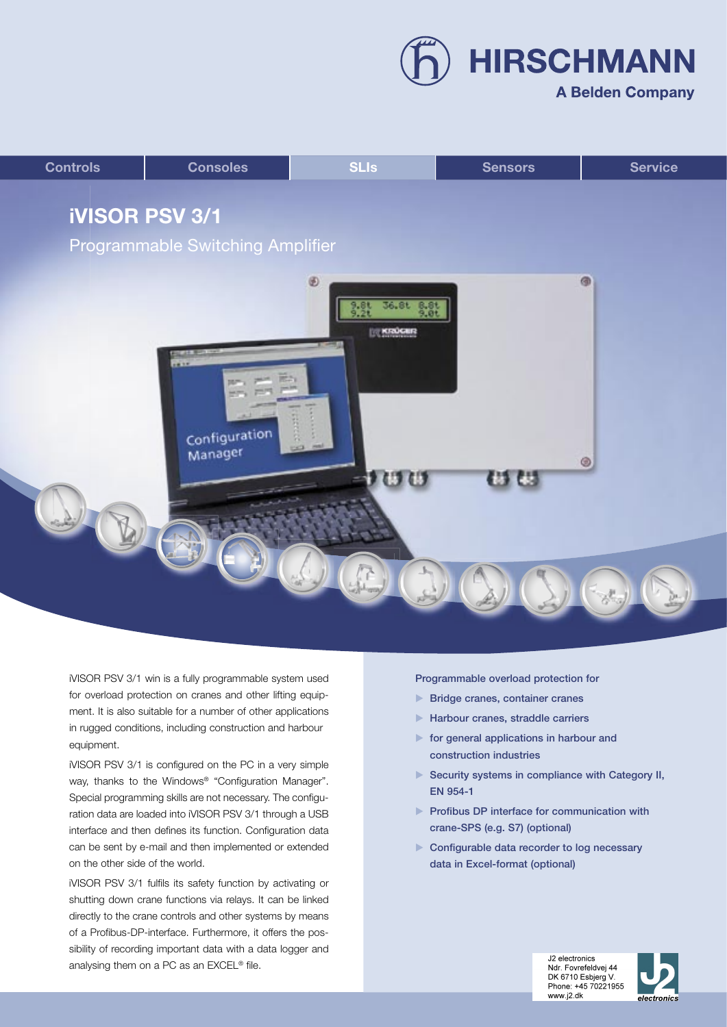HIRSCHMANN

A Belden Company

Controls | Consoles | SLIs | Sensors | Service

# iVISOR PSV 3/1

## Programmable Switching Amplifier

iVISOR PSV 3/1 win is a fully programmable system used for overload protection on cranes and other lifting equipment. It is also suitable for a number of other applications in rugged conditions, including construction and harbour equipment.

iVISOR PSV 3/1 is configured on the PC in a very simple way, thanks to the Windows® "Configuration Manager". Special programming skills are not necessary. The configuration data are loaded into iVISOR PSV 3/1 through a USB interface and then defines its function. Configuration data can be sent by e-mail and then implemented or extended on the other side of the world.

iVISOR PSV 3/1 fulfils its safety function by activating or shutting down crane functions via relays. It can be linked directly to the crane controls and other systems by means of a Profibus-DP-interface. Furthermore, it offers the possibility of recording important data with a data logger and analysing them on a PC as an EXCEL® file.

Programmable overload protection for

- Bridge cranes, container cranes
- Harbour cranes, straddle carriers
- for general applications in harbour and construction industries
- Security systems in compliance with Category II, EN 954-1
- Profibus DP interface for communication with crane-SPS (e.g. S7) (optional)
- Configurable data recorder to log necessary data in Excel-format (optional)

J2 electronics
Ndr. Fovrefeldvej 44
DK 6710 Esbjerg V.
Phone: +45 70221955
www.j2.dk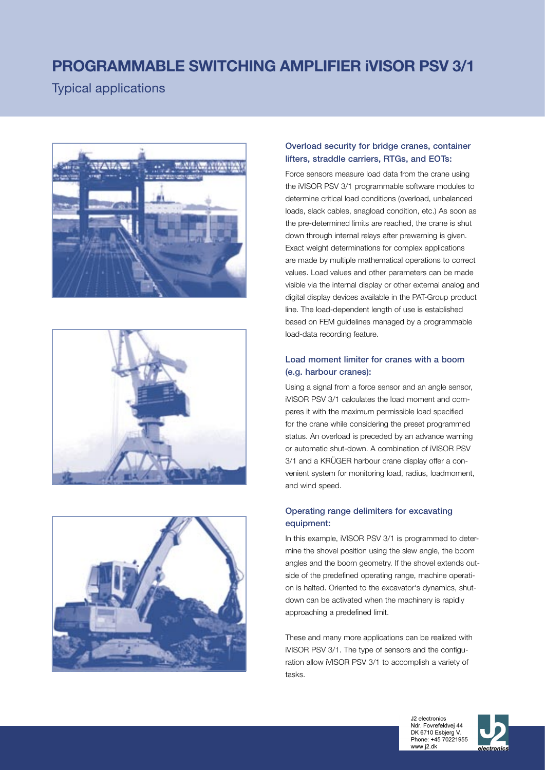# PROGRAMMABLE SWITCHING AMPLIFIER iVISOR PSV 3/1

Typical applications

### Overload security for bridge cranes, container lifters, straddle carriers, RTGs, and EOTs:

Force sensors measure load data from the crane using the iVISOR PSV 3/1 programmable software modules to determine critical load conditions (overload, unbalanced loads, slack cables, snagload condition, etc.) As soon as the pre-determined limits are reached, the crane is shut down through internal relays after prewarning is given. Exact weight determinations for complex applications are made by multiple mathematical operations to correct values. Load values and other parameters can be made visible via the internal display or other external analog and digital display devices available in the PAT-Group product line. The load-dependent length of use is established based on FEM guidelines managed by a programmable load-data recording feature.

### Load moment limiter for cranes with a boom (e.g. harbour cranes):

Using a signal from a force sensor and an angle sensor, iVISOR PSV 3/1 calculates the load moment and compares it with the maximum permissible load specified for the crane while considering the preset programmed status. An overload is preceded by an advance warning or automatic shut-down. A combination of iVISOR PSV 3/1 and a KRÜGER harbour crane display offer a convenient system for monitoring load, radius, loadmoment, and wind speed.

### Operating range delimiters for excavating equipment:

In this example, iVISOR PSV 3/1 is programmed to determine the shovel position using the slew angle, the boom angles and the boom geometry. If the shovel extends outside of the predefined operating range, machine operation is halted. Oriented to the excavator's dynamics, shutdown can be activated when the machinery is rapidly approaching a predefined limit.

These and many more applications can be realized with iVISOR PSV 3/1. The type of sensors and the configuration allow iVISOR PSV 3/1 to accomplish a variety of tasks.

J2 electronics
Ndr. Fovrefeldvej 44
DK 6710 Esbjerg V.
Phone: +45 70221955
www.j2.dk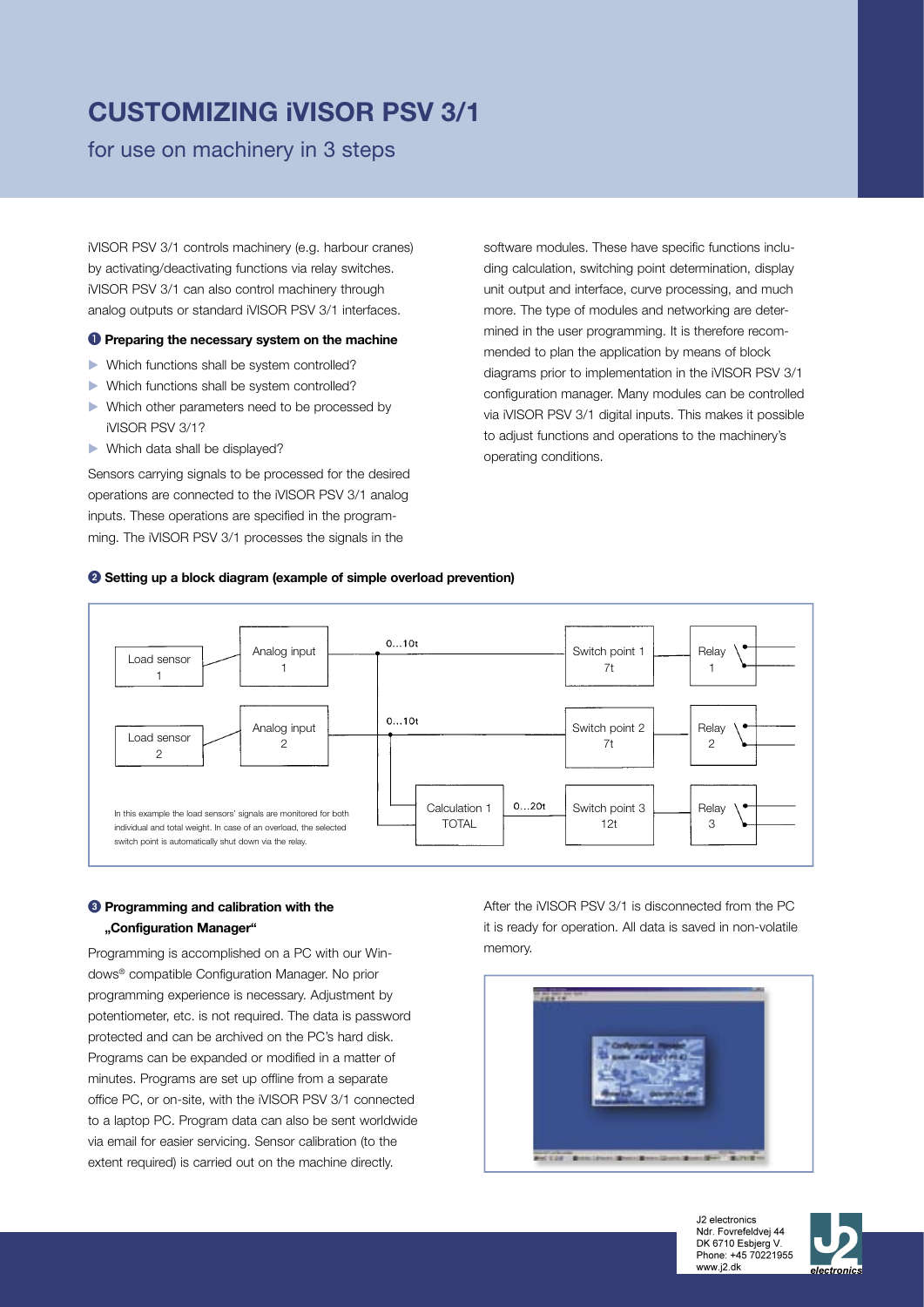# CUSTOMIZING iVISOR PSV 3/1

for use on machinery in 3 steps

iVISOR PSV 3/1 controls machinery (e.g. harbour cranes) by activating/deactivating functions via relay switches. iVISOR PSV 3/1 can also control machinery through analog outputs or standard iVISOR PSV 3/1 interfaces.

### ❶ Preparing the necessary system on the machine

- Which functions shall be system controlled?
- Which functions shall be system controlled?
- Which other parameters need to be processed by iVISOR PSV 3/1?
- Which data shall be displayed?

Sensors carrying signals to be processed for the desired operations are connected to the iVISOR PSV 3/1 analog inputs. These operations are specified in the programming. The iVISOR PSV 3/1 processes the signals in the software modules. These have specific functions including calculation, switching point determination, display unit output and interface, curve processing, and much more. The type of modules and networking are determined in the user programming. It is therefore recommended to plan the application by means of block diagrams prior to implementation in the iVISOR PSV 3/1 configuration manager. Many modules can be controlled via iVISOR PSV 3/1 digital inputs. This makes it possible to adjust functions and operations to the machinery's operating conditions.

### ❷ Setting up a block diagram (example of simple overload prevention)

Load sensor 1 → Analog input 1 → 0…10t → Switch point 1 7t → Relay 1

Load sensor 2 → Analog input 2 → 0…10t → Switch point 2 7t → Relay 2

Calculation 1 TOTAL → 0…20t → Switch point 3 12t → Relay 3

In this example the load sensors' signals are monitored for both individual and total weight. In case of an overload, the selected switch point is automatically shut down via the relay.

### ❸ Programming and calibration with the „Configuration Manager"

Programming is accomplished on a PC with our Windows® compatible Configuration Manager. No prior programming experience is necessary. Adjustment by potentiometer, etc. is not required. The data is password protected and can be archived on the PC's hard disk. Programs can be expanded or modified in a matter of minutes. Programs are set up offline from a separate office PC, or on-site, with the iVISOR PSV 3/1 connected to a laptop PC. Program data can also be sent worldwide via email for easier servicing. Sensor calibration (to the extent required) is carried out on the machine directly.

After the iVISOR PSV 3/1 is disconnected from the PC it is ready for operation. All data is saved in non-volatile memory.

J2 electronics
Ndr. Fovrefeldvej 44
DK 6710 Esbjerg V.
Phone: +45 70221955
www.j2.dk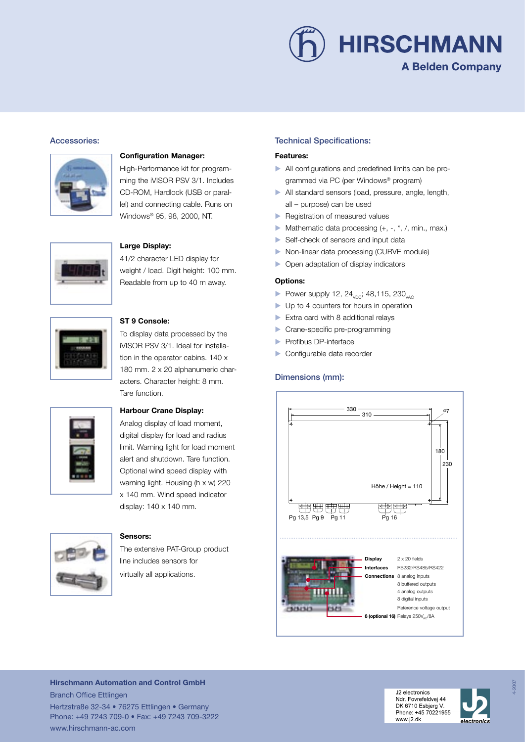HIRSCHMANN
A Belden Company

## Accessories:

**Configuration Manager:**
High-Performance kit for programming the iVISOR PSV 3/1. Includes CD-ROM, Hardlock (USB or parallel) and connecting cable. Runs on Windows® 95, 98, 2000, NT.

**Large Display:**
41/2 character LED display for weight / load. Digit height: 100 mm. Readable from up to 40 m away.

**ST 9 Console:**
To display data processed by the iVISOR PSV 3/1. Ideal for installation in the operator cabins. 140 x 180 mm. 2 x 20 alphanumeric characters. Character height: 8 mm. Tare function.

**Harbour Crane Display:**
Analog display of load moment, digital display for load and radius limit. Warning light for load moment alert and shutdown. Tare function. Optional wind speed display with warning light. Housing (h x w) 220 x 140 mm. Wind speed indicator display: 140 x 140 mm.

**Sensors:**
The extensive PAT-Group product line includes sensors for virtually all applications.

## Technical Specifications:

### Features:

- All configurations and predefined limits can be programmed via PC (per Windows® program)
- All standard sensors (load, pressure, angle, length, all – purpose) can be used
- Registration of measured values
- Mathematic data processing (+, -, *, /, min., max.)
- Self-check of sensors and input data
- Non-linear data processing (CURVE module)
- Open adaptation of display indicators

### Options:

- Power supply 12, 24$_{VDC}$; 48,115, 230$_{VAC}$
- Up to 4 counters for hours in operation
- Extra card with 8 additional relays
- Crane-specific pre-programming
- Profibus DP-interface
- Configurable data recorder

## Dimensions (mm):

330
310
⌀7
180
230
Höhe / Height = 110
Pg 13,5 Pg 9 Pg 11 Pg 16

Display: 2 x 20 fields
Interfaces: RS232/RS485/RS422
Connections: 8 analog inputs, 8 buffered outputs, 4 analog outputs, 8 digital inputs, Reference voltage output
8 (optional 16): Relays 250V$_{AC}$/8A

**Hirschmann Automation and Control GmbH**
Branch Office Ettlingen
Hertzstraße 32-34 • 76275 Ettlingen • Germany
Phone: +49 7243 709-0 • Fax: +49 7243 709-3222
www.hirschmann-ac.com

J2 electronics
Ndr. Fovrefeldvej 44
DK 6710 Esbjerg V.
Phone: +45 70221955
www.j2.dk